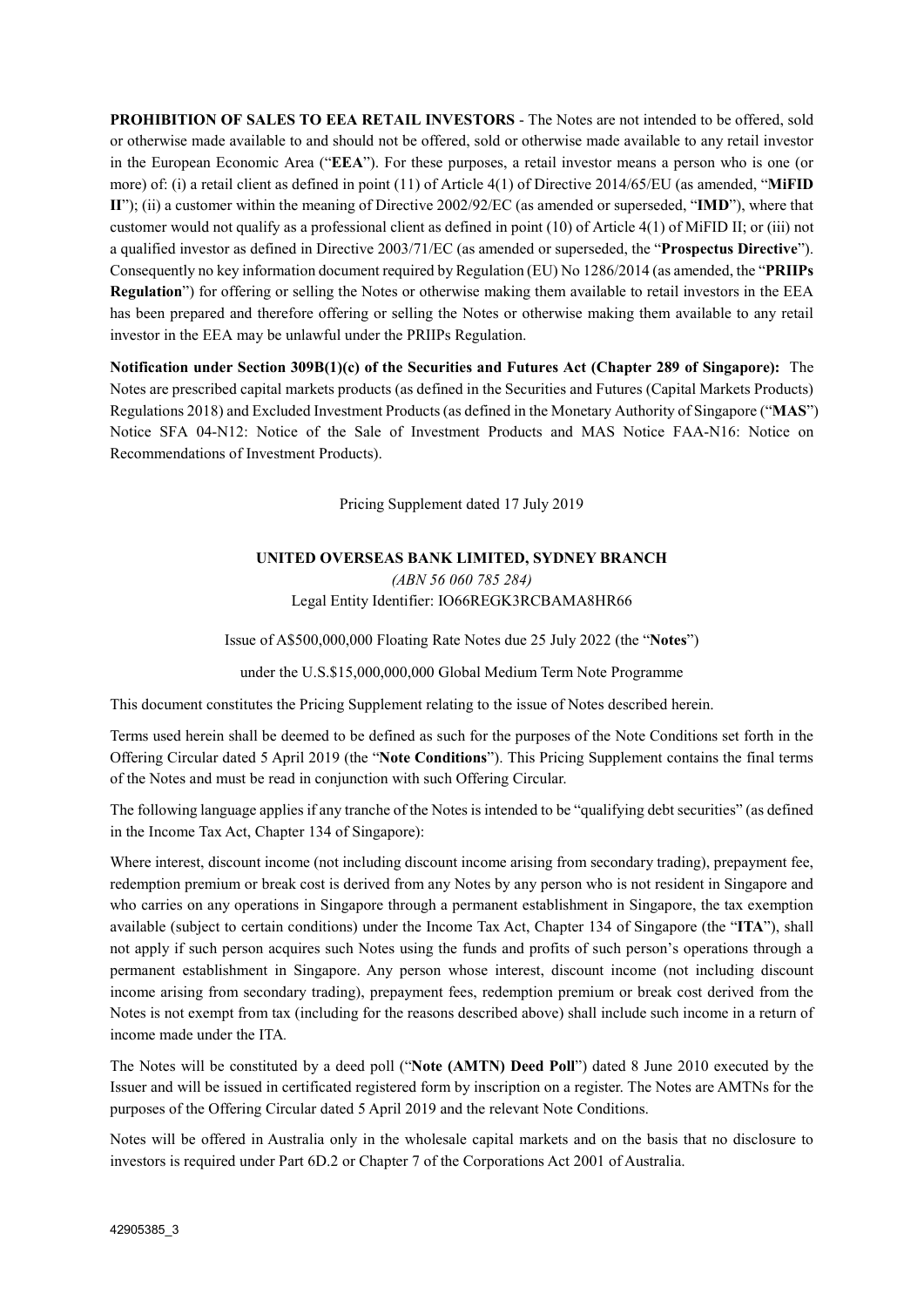**PROHIBITION OF SALES TO EEA RETAIL INVESTORS** - The Notes are not intended to be offered, sold or otherwise made available to and should not be offered, sold or otherwise made available to any retail investor in the European Economic Area ("**EEA**"). For these purposes, a retail investor means a person who is one (or more) of: (i) a retail client as defined in point (11) of Article 4(1) of Directive 2014/65/EU (as amended, "**MiFID II**"); (ii) a customer within the meaning of Directive 2002/92/EC (as amended or superseded, "**IMD**"), where that customer would not qualify as a professional client as defined in point (10) of Article 4(1) of MiFID II; or (iii) not a qualified investor as defined in Directive 2003/71/EC (as amended or superseded, the "**Prospectus Directive**"). Consequently no key information document required by Regulation (EU) No 1286/2014 (as amended, the "**PRIIPs Regulation**") for offering or selling the Notes or otherwise making them available to retail investors in the EEA has been prepared and therefore offering or selling the Notes or otherwise making them available to any retail investor in the EEA may be unlawful under the PRIIPs Regulation.

**Notification under Section 309B(1)(c) of the Securities and Futures Act (Chapter 289 of Singapore):** The Notes are prescribed capital markets products (as defined in the Securities and Futures (Capital Markets Products) Regulations 2018) and Excluded Investment Products (as defined in the Monetary Authority of Singapore ("**MAS**") Notice SFA 04-N12: Notice of the Sale of Investment Products and MAS Notice FAA-N16: Notice on Recommendations of Investment Products).

Pricing Supplement dated 17 July 2019

**UNITED OVERSEAS BANK LIMITED, SYDNEY BRANCH**

*(ABN 56 060 785 284)*

Legal Entity Identifier: IO66REGK3RCBAMA8HR66

Issue of A$500,000,000 Floating Rate Notes due 25 July 2022 (the "**Notes**")

under the U.S.$15,000,000,000 Global Medium Term Note Programme

This document constitutes the Pricing Supplement relating to the issue of Notes described herein.

Terms used herein shall be deemed to be defined as such for the purposes of the Note Conditions set forth in the Offering Circular dated 5 April 2019 (the "**Note Conditions**"). This Pricing Supplement contains the final terms of the Notes and must be read in conjunction with such Offering Circular.

The following language applies if any tranche of the Notes is intended to be "qualifying debt securities" (as defined in the Income Tax Act, Chapter 134 of Singapore):

Where interest, discount income (not including discount income arising from secondary trading), prepayment fee, redemption premium or break cost is derived from any Notes by any person who is not resident in Singapore and who carries on any operations in Singapore through a permanent establishment in Singapore, the tax exemption available (subject to certain conditions) under the Income Tax Act, Chapter 134 of Singapore (the "**ITA**"), shall not apply if such person acquires such Notes using the funds and profits of such person's operations through a permanent establishment in Singapore. Any person whose interest, discount income (not including discount income arising from secondary trading), prepayment fees, redemption premium or break cost derived from the Notes is not exempt from tax (including for the reasons described above) shall include such income in a return of income made under the ITA.

The Notes will be constituted by a deed poll ("**Note (AMTN) Deed Poll**") dated 8 June 2010 executed by the Issuer and will be issued in certificated registered form by inscription on a register. The Notes are AMTNs for the purposes of the Offering Circular dated 5 April 2019 and the relevant Note Conditions.

Notes will be offered in Australia only in the wholesale capital markets and on the basis that no disclosure to investors is required under Part 6D.2 or Chapter 7 of the Corporations Act 2001 of Australia.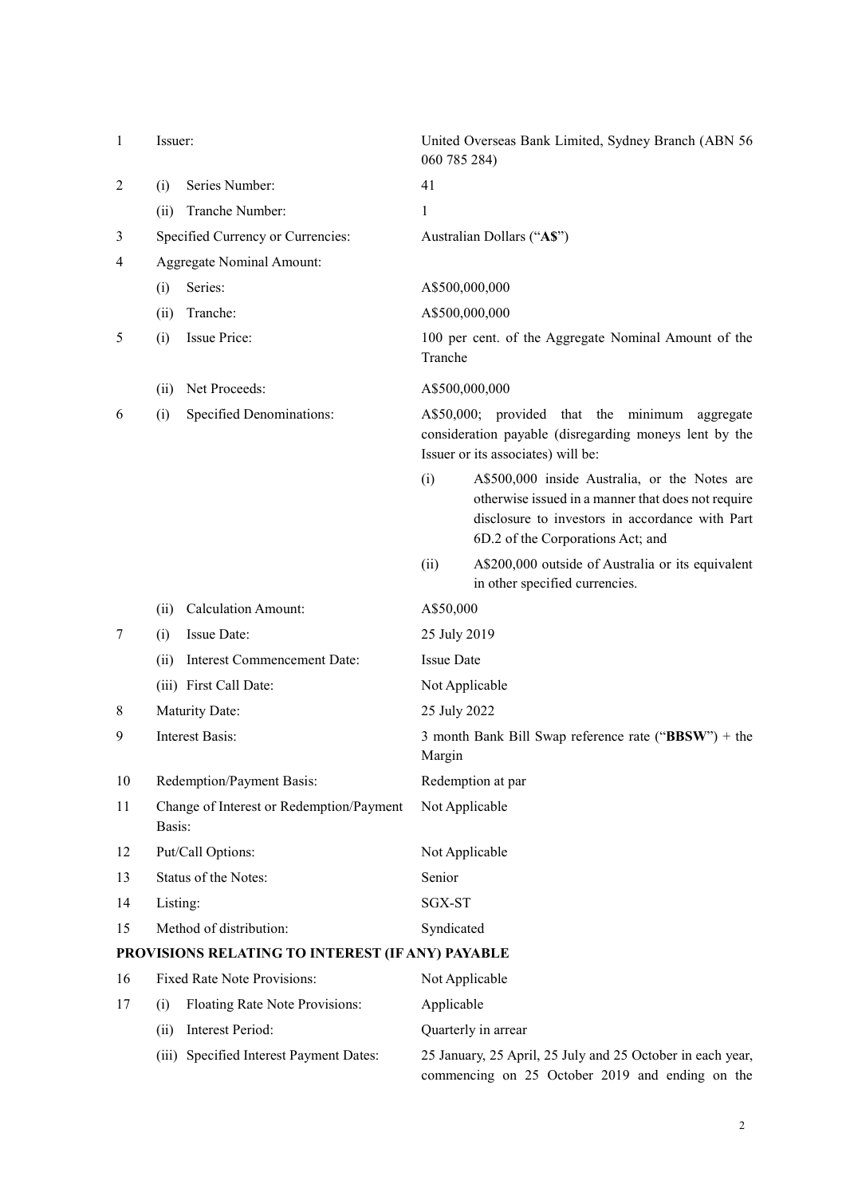| | | | |
|---|---|---|---|
| 1 | | Issuer: | United Overseas Bank Limited, Sydney Branch (ABN 56 060 785 284) |
| 2 | (i) | Series Number: | 41 |
| | (ii) | Tranche Number: | 1 |
| 3 | | Specified Currency or Currencies: | Australian Dollars ("**A$**") |
| 4 | | Aggregate Nominal Amount: | |
| | (i) | Series: | A$500,000,000 |
| | (ii) | Tranche: | A$500,000,000 |
| 5 | (i) | Issue Price: | 100 per cent. of the Aggregate Nominal Amount of the Tranche |
| | (ii) | Net Proceeds: | A$500,000,000 |
| 6 | (i) | Specified Denominations: | A$50,000; provided that the minimum aggregate consideration payable (disregarding moneys lent by the Issuer or its associates) will be:<br>(i) A$500,000 inside Australia, or the Notes are otherwise issued in a manner that does not require disclosure to investors in accordance with Part 6D.2 of the Corporations Act; and<br>(ii) A$200,000 outside of Australia or its equivalent in other specified currencies. |
| | (ii) | Calculation Amount: | A$50,000 |
| 7 | (i) | Issue Date: | 25 July 2019 |
| | (ii) | Interest Commencement Date: | Issue Date |
| | (iii) | First Call Date: | Not Applicable |
| 8 | | Maturity Date: | 25 July 2022 |
| 9 | | Interest Basis: | 3 month Bank Bill Swap reference rate ("**BBSW**") + the Margin |
| 10 | | Redemption/Payment Basis: | Redemption at par |
| 11 | | Change of Interest or Redemption/Payment Basis: | Not Applicable |
| 12 | | Put/Call Options: | Not Applicable |
| 13 | | Status of the Notes: | Senior |
| 14 | | Listing: | SGX-ST |
| 15 | | Method of distribution: | Syndicated |

**PROVISIONS RELATING TO INTEREST (IF ANY) PAYABLE**

| | | | |
|---|---|---|---|
| 16 | | Fixed Rate Note Provisions: | Not Applicable |
| 17 | (i) | Floating Rate Note Provisions: | Applicable |
| | (ii) | Interest Period: | Quarterly in arrear |
| | (iii) | Specified Interest Payment Dates: | 25 January, 25 April, 25 July and 25 October in each year, commencing on 25 October 2019 and ending on the |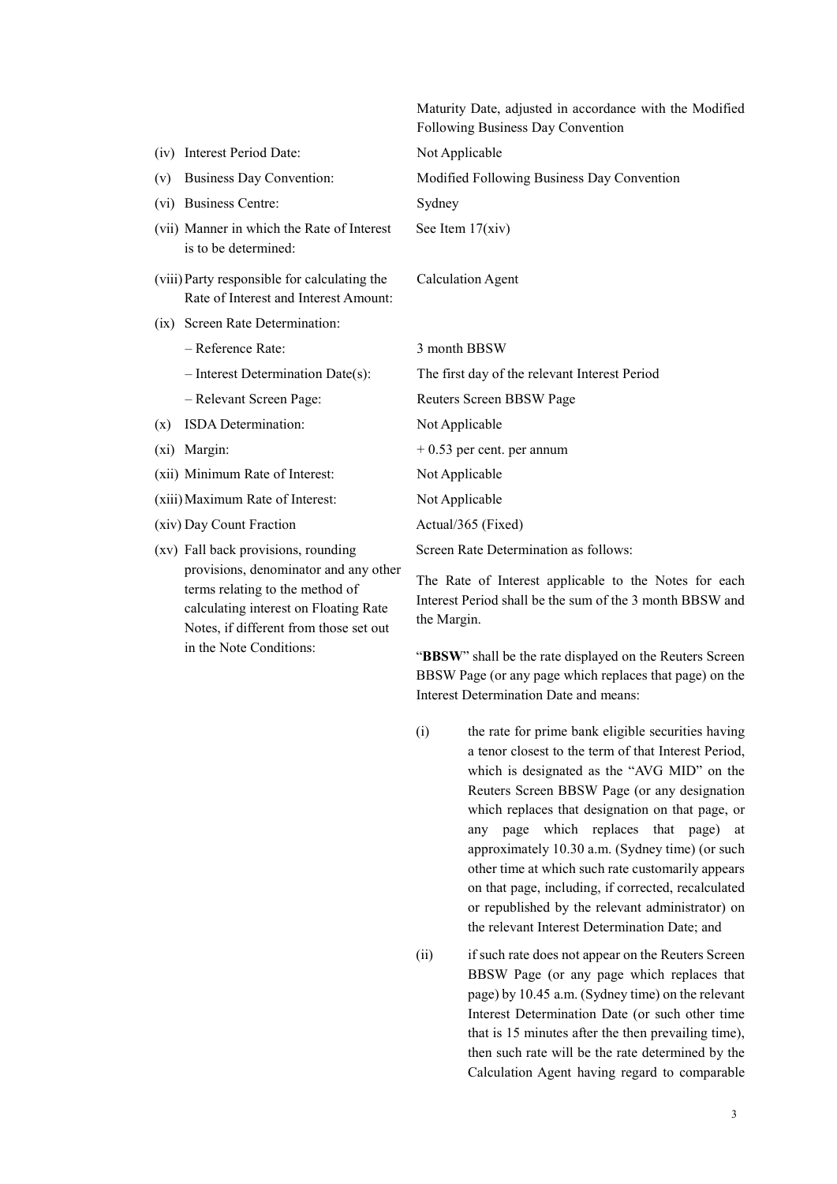| | |
|---|---|
| | Maturity Date, adjusted in accordance with the Modified Following Business Day Convention |
| (iv) Interest Period Date: | Not Applicable |
| (v) Business Day Convention: | Modified Following Business Day Convention |
| (vi) Business Centre: | Sydney |
| (vii) Manner in which the Rate of Interest is to be determined: | See Item 17(xiv) |
| (viii) Party responsible for calculating the Rate of Interest and Interest Amount: | Calculation Agent |
| (ix) Screen Rate Determination: | |
| – Reference Rate: | 3 month BBSW |
| – Interest Determination Date(s): | The first day of the relevant Interest Period |
| – Relevant Screen Page: | Reuters Screen BBSW Page |
| (x) ISDA Determination: | Not Applicable |
| (xi) Margin: | + 0.53 per cent. per annum |
| (xii) Minimum Rate of Interest: | Not Applicable |
| (xiii) Maximum Rate of Interest: | Not Applicable |
| (xiv) Day Count Fraction | Actual/365 (Fixed) |
| (xv) Fall back provisions, rounding provisions, denominator and any other terms relating to the method of calculating interest on Floating Rate Notes, if different from those set out in the Note Conditions: | Screen Rate Determination as follows: |

The Rate of Interest applicable to the Notes for each Interest Period shall be the sum of the 3 month BBSW and the Margin.

"**BBSW**" shall be the rate displayed on the Reuters Screen BBSW Page (or any page which replaces that page) on the Interest Determination Date and means:

(i) the rate for prime bank eligible securities having a tenor closest to the term of that Interest Period, which is designated as the "AVG MID" on the Reuters Screen BBSW Page (or any designation which replaces that designation on that page, or any page which replaces that page) at approximately 10.30 a.m. (Sydney time) (or such other time at which such rate customarily appears on that page, including, if corrected, recalculated or republished by the relevant administrator) on the relevant Interest Determination Date; and

(ii) if such rate does not appear on the Reuters Screen BBSW Page (or any page which replaces that page) by 10.45 a.m. (Sydney time) on the relevant Interest Determination Date (or such other time that is 15 minutes after the then prevailing time), then such rate will be the rate determined by the Calculation Agent having regard to comparable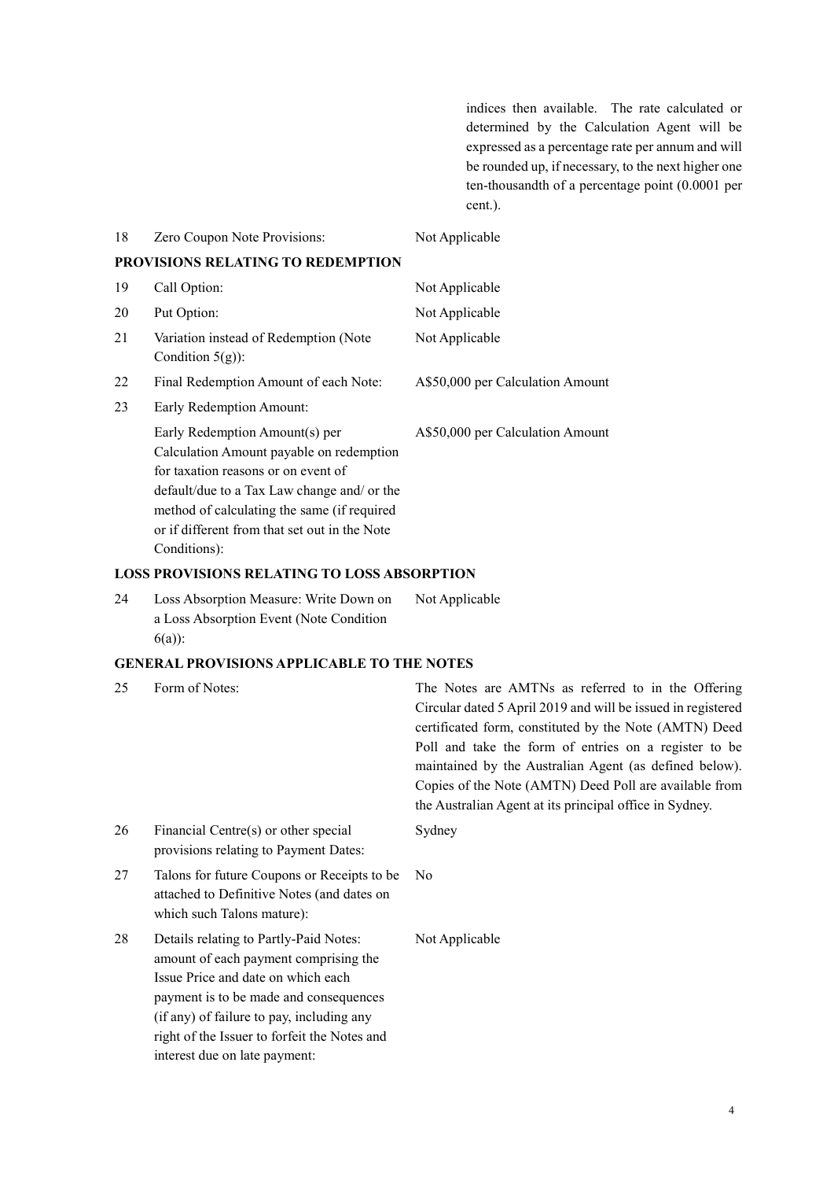| | | |
|---|---|---|
| | | indices then available. The rate calculated or determined by the Calculation Agent will be expressed as a percentage rate per annum and will be rounded up, if necessary, to the next higher one ten-thousandth of a percentage point (0.0001 per cent.). |
| 18 | Zero Coupon Note Provisions: | Not Applicable |

**PROVISIONS RELATING TO REDEMPTION**

| | | |
|---|---|---|
| 19 | Call Option: | Not Applicable |
| 20 | Put Option: | Not Applicable |
| 21 | Variation instead of Redemption (Note Condition 5(g)): | Not Applicable |
| 22 | Final Redemption Amount of each Note: | A$50,000 per Calculation Amount |
| 23 | Early Redemption Amount: | |
| | Early Redemption Amount(s) per Calculation Amount payable on redemption for taxation reasons or on event of default/due to a Tax Law change and/ or the method of calculating the same (if required or if different from that set out in the Note Conditions): | A$50,000 per Calculation Amount |

**LOSS PROVISIONS RELATING TO LOSS ABSORPTION**

| | | |
|---|---|---|
| 24 | Loss Absorption Measure: Write Down on a Loss Absorption Event (Note Condition 6(a)): | Not Applicable |

**GENERAL PROVISIONS APPLICABLE TO THE NOTES**

| | | |
|---|---|---|
| 25 | Form of Notes: | The Notes are AMTNs as referred to in the Offering Circular dated 5 April 2019 and will be issued in registered certificated form, constituted by the Note (AMTN) Deed Poll and take the form of entries on a register to be maintained by the Australian Agent (as defined below). Copies of the Note (AMTN) Deed Poll are available from the Australian Agent at its principal office in Sydney. |
| 26 | Financial Centre(s) or other special provisions relating to Payment Dates: | Sydney |
| 27 | Talons for future Coupons or Receipts to be attached to Definitive Notes (and dates on which such Talons mature): | No |
| 28 | Details relating to Partly-Paid Notes: amount of each payment comprising the Issue Price and date on which each payment is to be made and consequences (if any) of failure to pay, including any right of the Issuer to forfeit the Notes and interest due on late payment: | Not Applicable |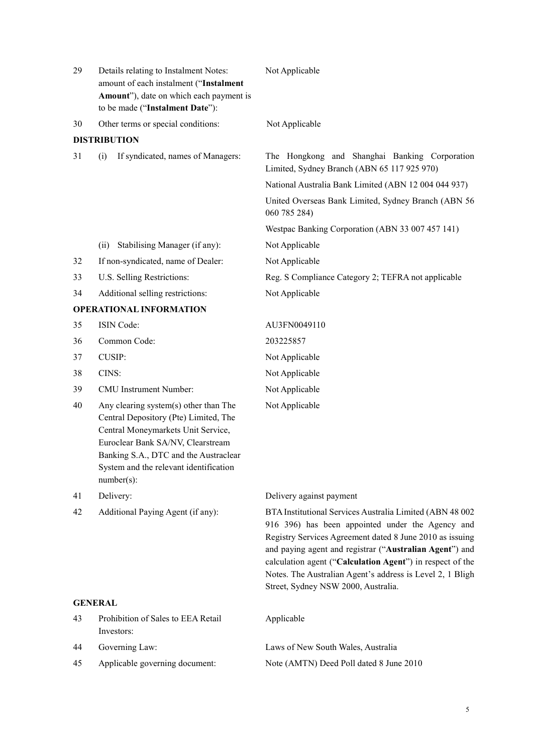| | | |
|---|---|---|
| 29 | Details relating to Instalment Notes: amount of each instalment ("**Instalment Amount**"), date on which each payment is to be made ("**Instalment Date**"): | Not Applicable |
| 30 | Other terms or special conditions: | Not Applicable |

**DISTRIBUTION**

| | | |
|---|---|---|
| 31 | (i) If syndicated, names of Managers: | The Hongkong and Shanghai Banking Corporation Limited, Sydney Branch (ABN 65 117 925 970)<br>National Australia Bank Limited (ABN 12 004 044 937)<br>United Overseas Bank Limited, Sydney Branch (ABN 56 060 785 284)<br>Westpac Banking Corporation (ABN 33 007 457 141) |
| | (ii) Stabilising Manager (if any): | Not Applicable |
| 32 | If non-syndicated, name of Dealer: | Not Applicable |
| 33 | U.S. Selling Restrictions: | Reg. S Compliance Category 2; TEFRA not applicable |
| 34 | Additional selling restrictions: | Not Applicable |

**OPERATIONAL INFORMATION**

| | | |
|---|---|---|
| 35 | ISIN Code: | AU3FN0049110 |
| 36 | Common Code: | 203225857 |
| 37 | CUSIP: | Not Applicable |
| 38 | CINS: | Not Applicable |
| 39 | CMU Instrument Number: | Not Applicable |
| 40 | Any clearing system(s) other than The Central Depository (Pte) Limited, The Central Moneymarkets Unit Service, Euroclear Bank SA/NV, Clearstream Banking S.A., DTC and the Austraclear System and the relevant identification number(s): | Not Applicable |
| 41 | Delivery: | Delivery against payment |
| 42 | Additional Paying Agent (if any): | BTA Institutional Services Australia Limited (ABN 48 002 916 396) has been appointed under the Agency and Registry Services Agreement dated 8 June 2010 as issuing and paying agent and registrar ("**Australian Agent**") and calculation agent ("**Calculation Agent**") in respect of the Notes. The Australian Agent's address is Level 2, 1 Bligh Street, Sydney NSW 2000, Australia. |

**GENERAL**

| | | |
|---|---|---|
| 43 | Prohibition of Sales to EEA Retail Investors: | Applicable |
| 44 | Governing Law: | Laws of New South Wales, Australia |
| 45 | Applicable governing document: | Note (AMTN) Deed Poll dated 8 June 2010 |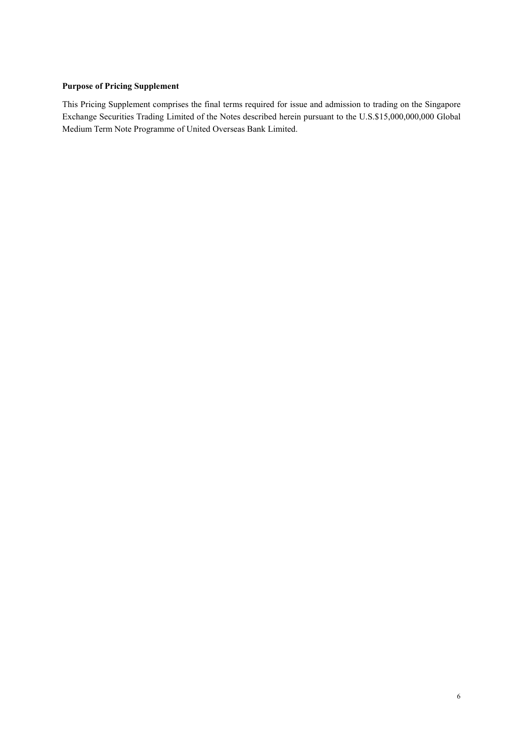**Purpose of Pricing Supplement**

This Pricing Supplement comprises the final terms required for issue and admission to trading on the Singapore Exchange Securities Trading Limited of the Notes described herein pursuant to the U.S.$15,000,000,000 Global Medium Term Note Programme of United Overseas Bank Limited.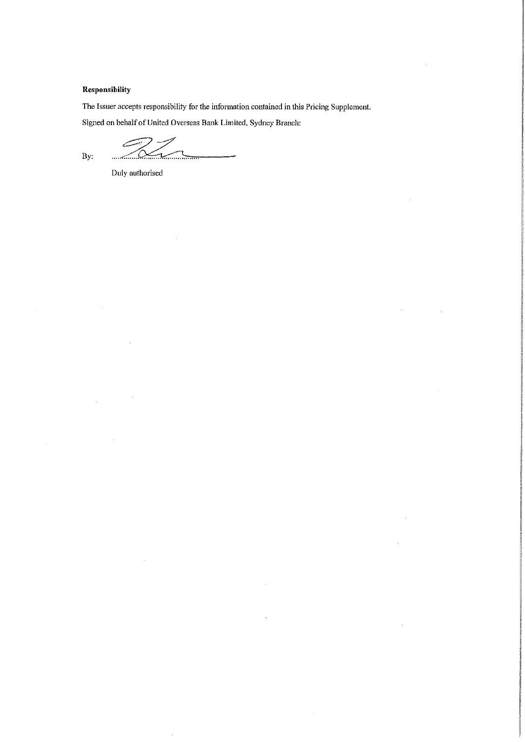**Responsibility**

The Issuer accepts responsibility for the information contained in this Pricing Supplement.

Signed on behalf of United Overseas Bank Limited, Sydney Branch:

By: ..............................

Duly authorised